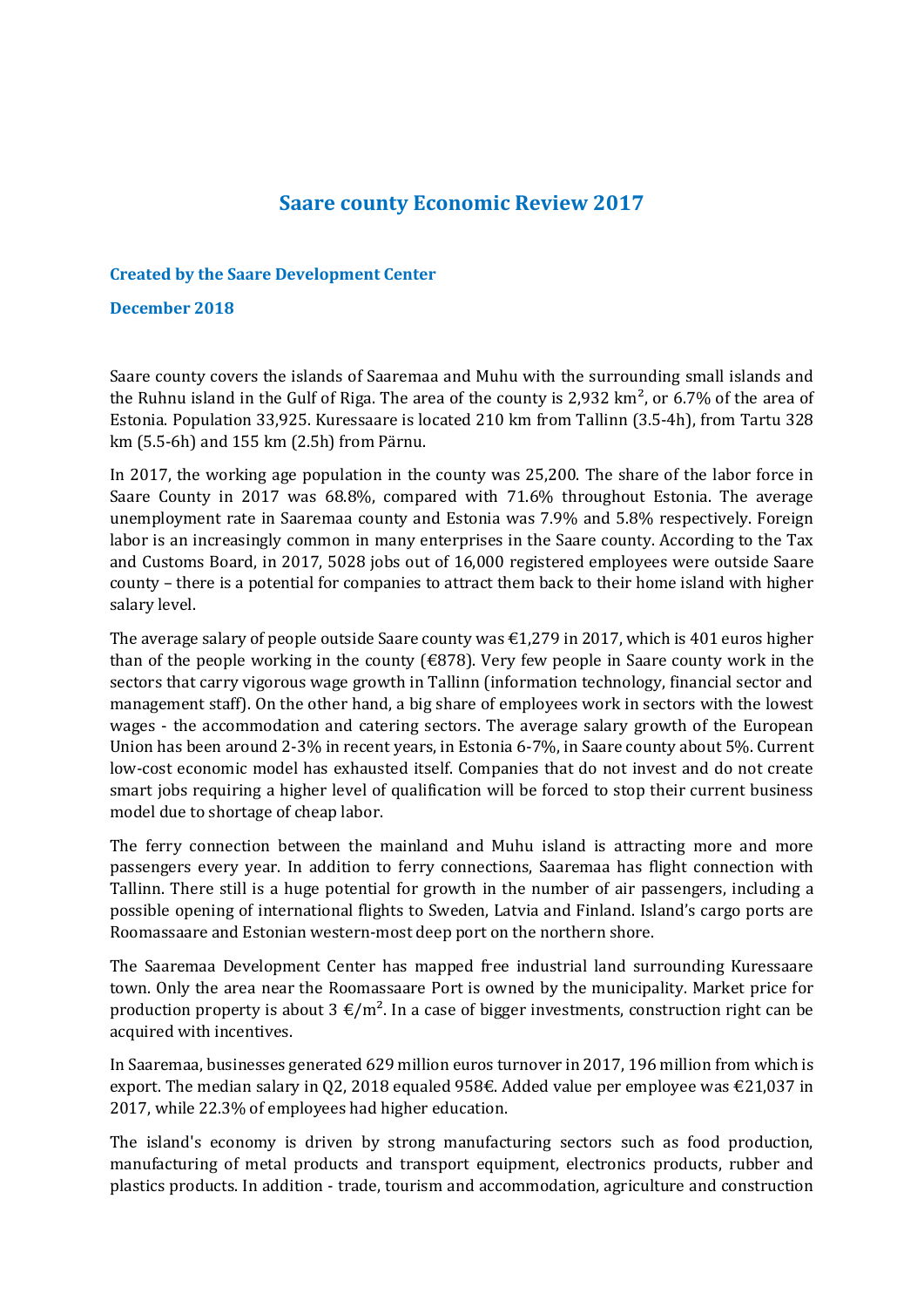# Saare county Economic Review 2017

**Created by the Saare Development Center**

**December 2018**

Saare county covers the islands of Saaremaa and Muhu with the surrounding small islands and the Ruhnu island in the Gulf of Riga. The area of the county is 2,932 km², or 6.7% of the area of Estonia. Population 33,925. Kuressaare is located 210 km from Tallinn (3.5-4h), from Tartu 328 km (5.5-6h) and 155 km (2.5h) from Pärnu.

In 2017, the working age population in the county was 25,200. The share of the labor force in Saare County in 2017 was 68.8%, compared with 71.6% throughout Estonia. The average unemployment rate in Saaremaa county and Estonia was 7.9% and 5.8% respectively. Foreign labor is an increasingly common in many enterprises in the Saare county. According to the Tax and Customs Board, in 2017, 5028 jobs out of 16,000 registered employees were outside Saare county – there is a potential for companies to attract them back to their home island with higher salary level.

The average salary of people outside Saare county was €1,279 in 2017, which is 401 euros higher than of the people working in the county (€878). Very few people in Saare county work in the sectors that carry vigorous wage growth in Tallinn (information technology, financial sector and management staff). On the other hand, a big share of employees work in sectors with the lowest wages - the accommodation and catering sectors. The average salary growth of the European Union has been around 2-3% in recent years, in Estonia 6-7%, in Saare county about 5%. Current low-cost economic model has exhausted itself. Companies that do not invest and do not create smart jobs requiring a higher level of qualification will be forced to stop their current business model due to shortage of cheap labor.

The ferry connection between the mainland and Muhu island is attracting more and more passengers every year. In addition to ferry connections, Saaremaa has flight connection with Tallinn. There still is a huge potential for growth in the number of air passengers, including a possible opening of international flights to Sweden, Latvia and Finland. Island's cargo ports are Roomassaare and Estonian western-most deep port on the northern shore.

The Saaremaa Development Center has mapped free industrial land surrounding Kuressaare town. Only the area near the Roomassaare Port is owned by the municipality. Market price for production property is about 3 €/m². In a case of bigger investments, construction right can be acquired with incentives.

In Saaremaa, businesses generated 629 million euros turnover in 2017, 196 million from which is export. The median salary in Q2, 2018 equaled 958€. Added value per employee was €21,037 in 2017, while 22.3% of employees had higher education.

The island's economy is driven by strong manufacturing sectors such as food production, manufacturing of metal products and transport equipment, electronics products, rubber and plastics products. In addition - trade, tourism and accommodation, agriculture and construction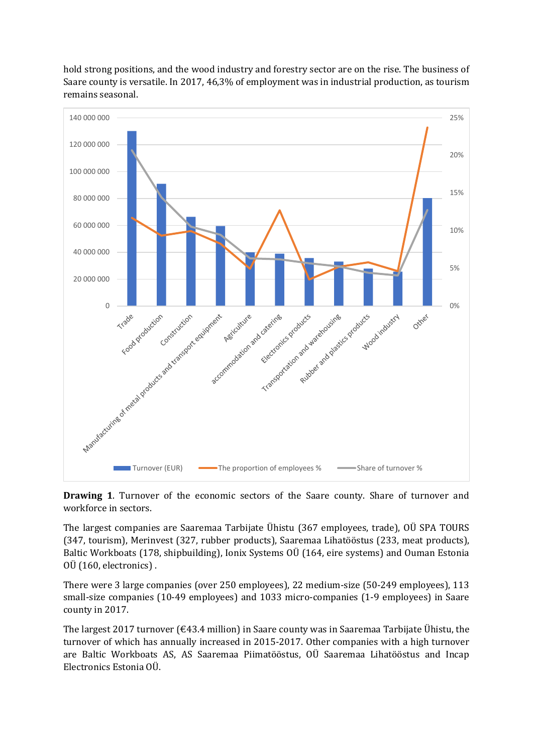hold strong positions, and the wood industry and forestry sector are on the rise. The business of Saare county is versatile. In 2017, 46,3% of employment was in industrial production, as tourism remains seasonal.

**Drawing 1**. Turnover of the economic sectors of the Saare county. Share of turnover and workforce in sectors.

The largest companies are Saaremaa Tarbijate Ühistu (367 employees, trade), OÜ SPA TOURS (347, tourism), Merinvest (327, rubber products), Saaremaa Lihatööstus (233, meat products), Baltic Workboats (178, shipbuilding), Ionix Systems OÜ (164, eire systems) and Ouman Estonia OÜ (160, electronics) .

There were 3 large companies (over 250 employees), 22 medium-size (50-249 employees), 113 small-size companies (10-49 employees) and 1033 micro-companies (1-9 employees) in Saare county in 2017.

The largest 2017 turnover (€43.4 million) in Saare county was in Saaremaa Tarbijate Ühistu, the turnover of which has annually increased in 2015-2017. Other companies with a high turnover are Baltic Workboats AS, AS Saaremaa Piimatööstus, OÜ Saaremaa Lihatööstus and Incap Electronics Estonia OÜ.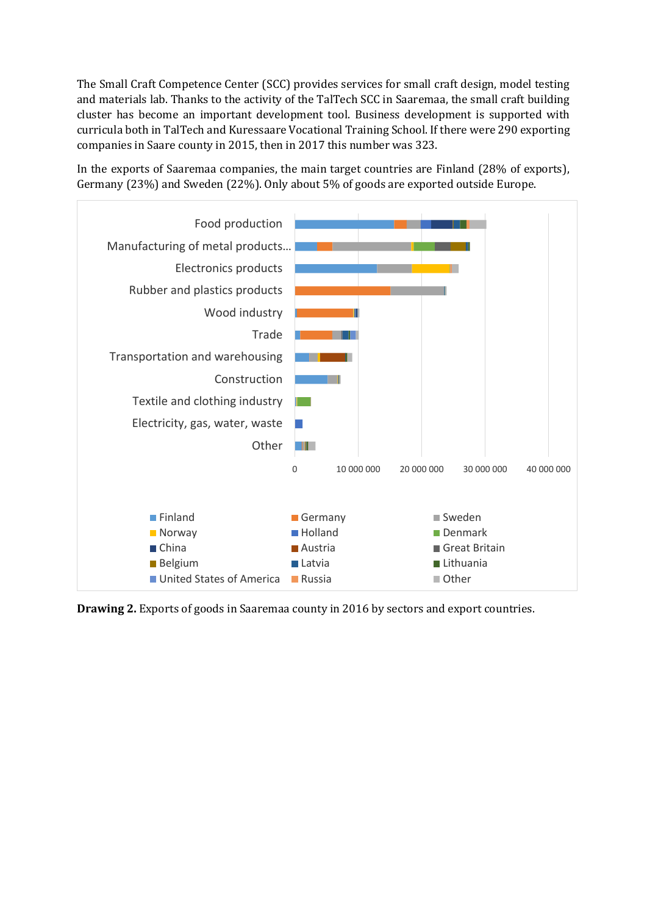The Small Craft Competence Center (SCC) provides services for small craft design, model testing and materials lab. Thanks to the activity of the TalTech SCC in Saaremaa, the small craft building cluster has become an important development tool. Business development is supported with curricula both in TalTech and Kuressaare Vocational Training School. If there were 290 exporting companies in Saare county in 2015, then in 2017 this number was 323.

In the exports of Saaremaa companies, the main target countries are Finland (28% of exports), Germany (23%) and Sweden (22%). Only about 5% of goods are exported outside Europe.

Food production
Manufacturing of metal products...
Electronics products
Rubber and plastics products
Wood industry
Trade
Transportation and warehousing
Construction
Textile and clothing industry
Electricity, gas, water, waste
Other

0
10 000 000
20 000 000
30 000 000
40 000 000

Finland
Germany
Sweden
Norway
Holland
Denmark
China
Austria
Great Britain
Belgium
Latvia
Lithuania
United States of America
Russia
Other

**Drawing 2.** Exports of goods in Saaremaa county in 2016 by sectors and export countries.